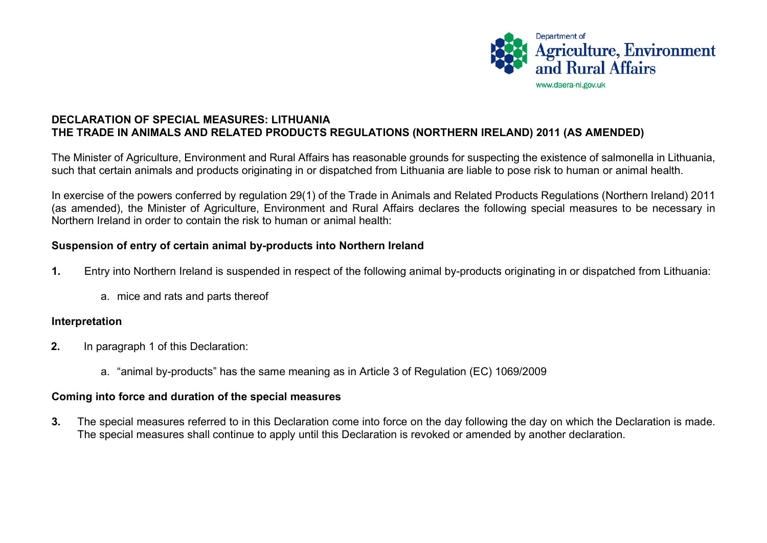Department of
Agriculture, Environment
and Rural Affairs
www.daera-ni.gov.uk

**DECLARATION OF SPECIAL MEASURES: LITHUANIA**
**THE TRADE IN ANIMALS AND RELATED PRODUCTS REGULATIONS (NORTHERN IRELAND) 2011 (AS AMENDED)**

The Minister of Agriculture, Environment and Rural Affairs has reasonable grounds for suspecting the existence of salmonella in Lithuania, such that certain animals and products originating in or dispatched from Lithuania are liable to pose risk to human or animal health.

In exercise of the powers conferred by regulation 29(1) of the Trade in Animals and Related Products Regulations (Northern Ireland) 2011 (as amended), the Minister of Agriculture, Environment and Rural Affairs declares the following special measures to be necessary in Northern Ireland in order to contain the risk to human or animal health:

**Suspension of entry of certain animal by-products into Northern Ireland**

**1.** Entry into Northern Ireland is suspended in respect of the following animal by-products originating in or dispatched from Lithuania:

  a. mice and rats and parts thereof

**Interpretation**

**2.** In paragraph 1 of this Declaration:

  a. “animal by-products” has the same meaning as in Article 3 of Regulation (EC) 1069/2009

**Coming into force and duration of the special measures**

**3.** The special measures referred to in this Declaration come into force on the day following the day on which the Declaration is made. The special measures shall continue to apply until this Declaration is revoked or amended by another declaration.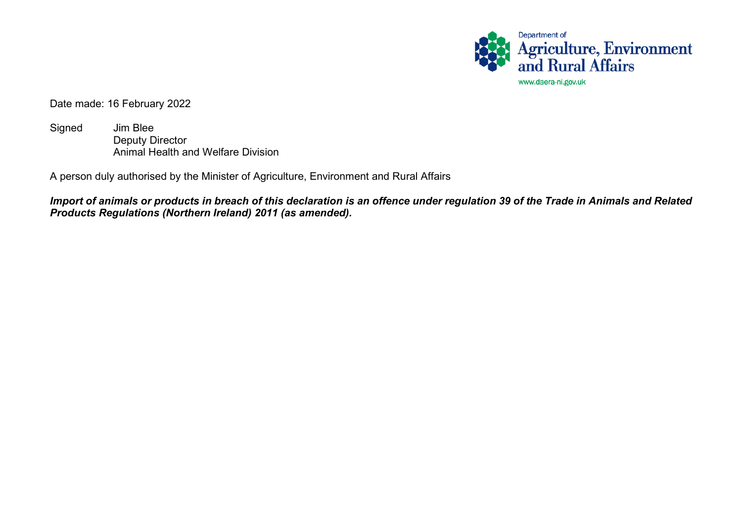Department of Agriculture, Environment and Rural Affairs

www.daera-ni.gov.uk

Date made: 16 February 2022

Signed Jim Blee
Deputy Director
Animal Health and Welfare Division

A person duly authorised by the Minister of Agriculture, Environment and Rural Affairs

***Import of animals or products in breach of this declaration is an offence under regulation 39 of the Trade in Animals and Related Products Regulations (Northern Ireland) 2011 (as amended).***